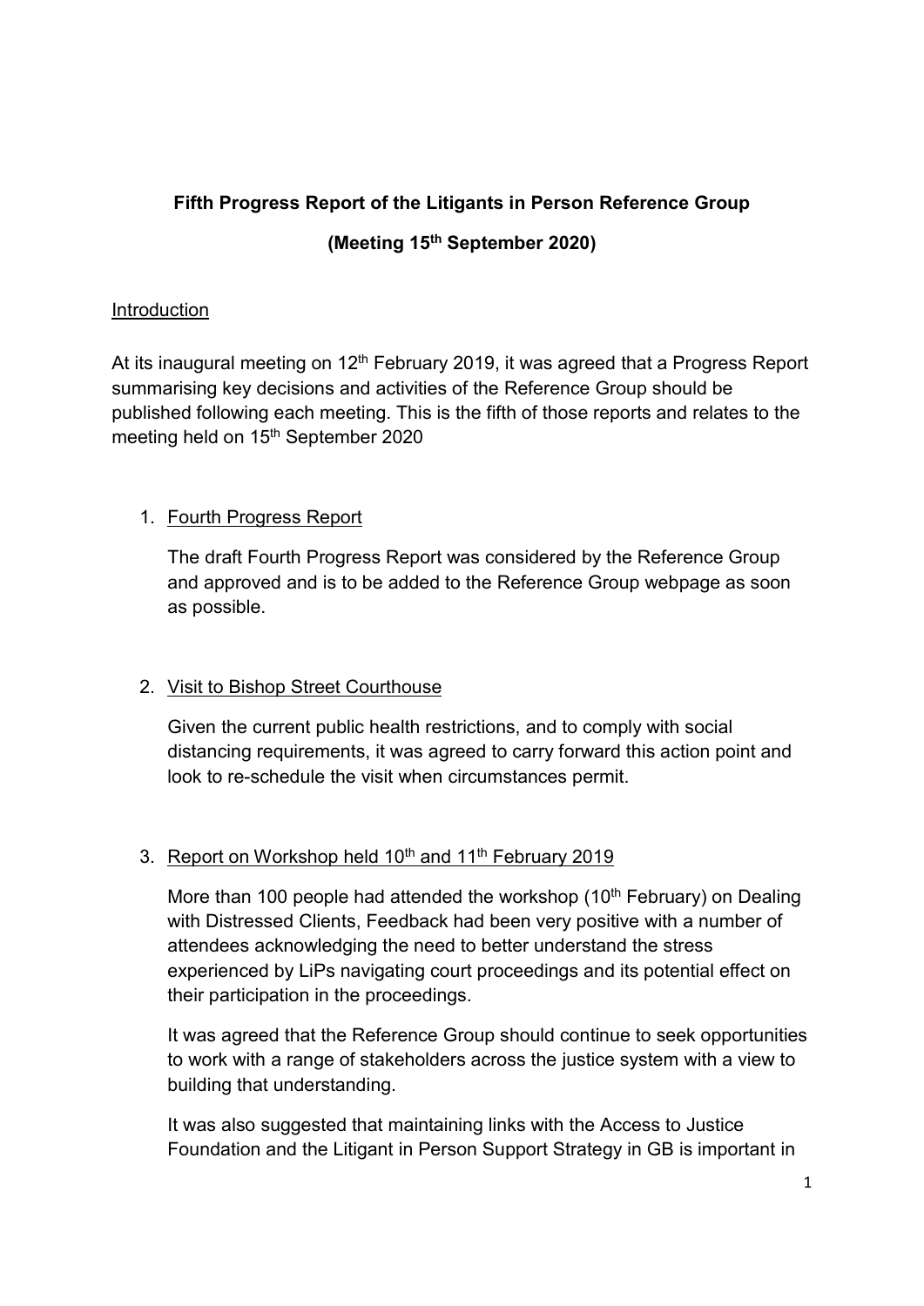**Fifth Progress Report of the Litigants in Person Reference Group**

**(Meeting 15th September 2020)**

Introduction

At its inaugural meeting on 12th February 2019, it was agreed that a Progress Report summarising key decisions and activities of the Reference Group should be published following each meeting. This is the fifth of those reports and relates to the meeting held on 15th September 2020

1. Fourth Progress Report

   The draft Fourth Progress Report was considered by the Reference Group and approved and is to be added to the Reference Group webpage as soon as possible.

2. Visit to Bishop Street Courthouse

   Given the current public health restrictions, and to comply with social distancing requirements, it was agreed to carry forward this action point and look to re-schedule the visit when circumstances permit.

3. Report on Workshop held 10th and 11th February 2019

   More than 100 people had attended the workshop (10th February) on Dealing with Distressed Clients, Feedback had been very positive with a number of attendees acknowledging the need to better understand the stress experienced by LiPs navigating court proceedings and its potential effect on their participation in the proceedings.

   It was agreed that the Reference Group should continue to seek opportunities to work with a range of stakeholders across the justice system with a view to building that understanding.

   It was also suggested that maintaining links with the Access to Justice Foundation and the Litigant in Person Support Strategy in GB is important in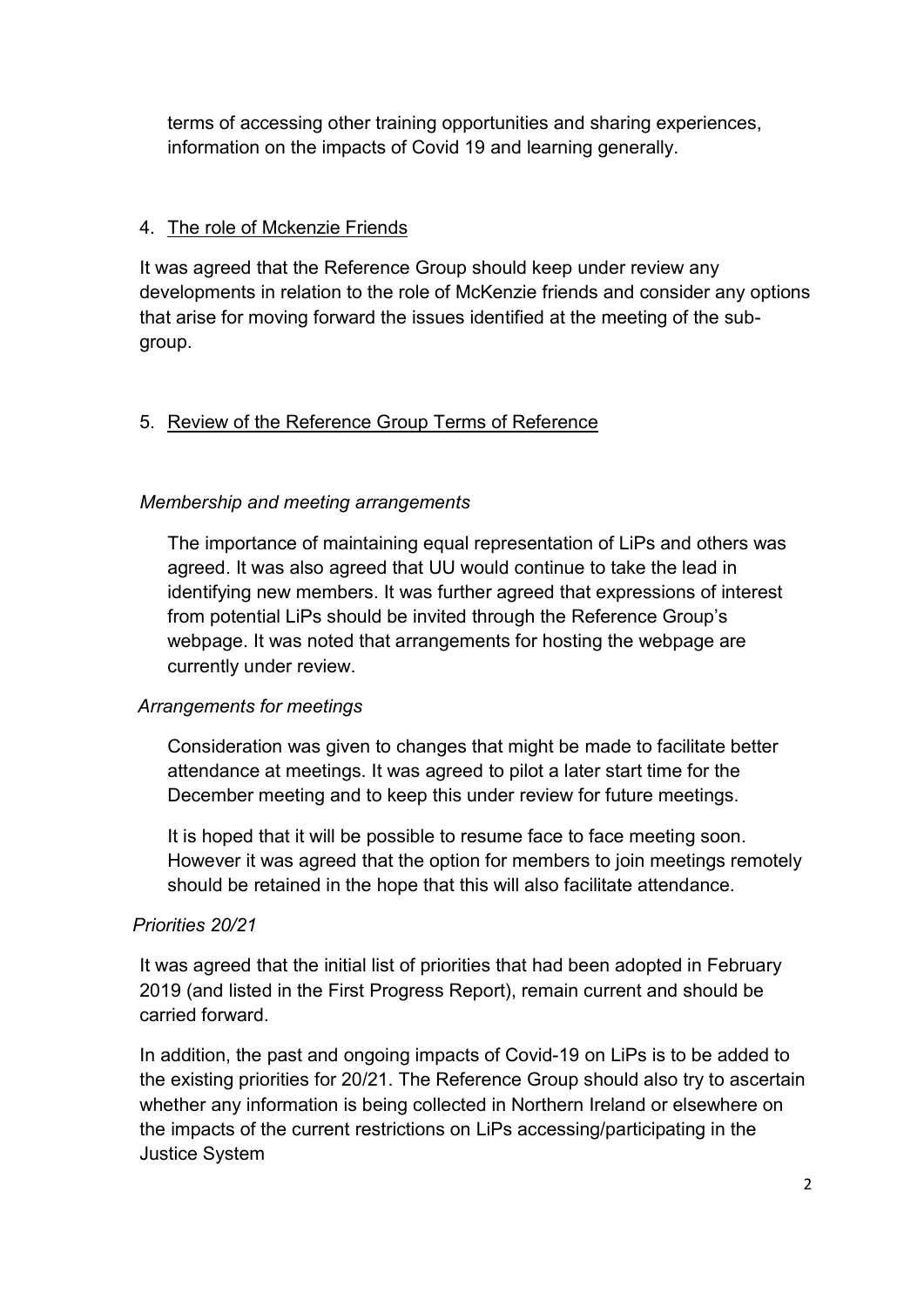terms of accessing other training opportunities and sharing experiences, information on the impacts of Covid 19 and learning generally.

4. The role of Mckenzie Friends

It was agreed that the Reference Group should keep under review any developments in relation to the role of McKenzie friends and consider any options that arise for moving forward the issues identified at the meeting of the sub-group.

5. Review of the Reference Group Terms of Reference

*Membership and meeting arrangements*

The importance of maintaining equal representation of LiPs and others was agreed. It was also agreed that UU would continue to take the lead in identifying new members. It was further agreed that expressions of interest from potential LiPs should be invited through the Reference Group's webpage. It was noted that arrangements for hosting the webpage are currently under review.

*Arrangements for meetings*

Consideration was given to changes that might be made to facilitate better attendance at meetings. It was agreed to pilot a later start time for the December meeting and to keep this under review for future meetings.

It is hoped that it will be possible to resume face to face meeting soon. However it was agreed that the option for members to join meetings remotely should be retained in the hope that this will also facilitate attendance.

*Priorities 20/21*

It was agreed that the initial list of priorities that had been adopted in February 2019 (and listed in the First Progress Report), remain current and should be carried forward.

In addition, the past and ongoing impacts of Covid-19 on LiPs is to be added to the existing priorities for 20/21. The Reference Group should also try to ascertain whether any information is being collected in Northern Ireland or elsewhere on the impacts of the current restrictions on LiPs accessing/participating in the Justice System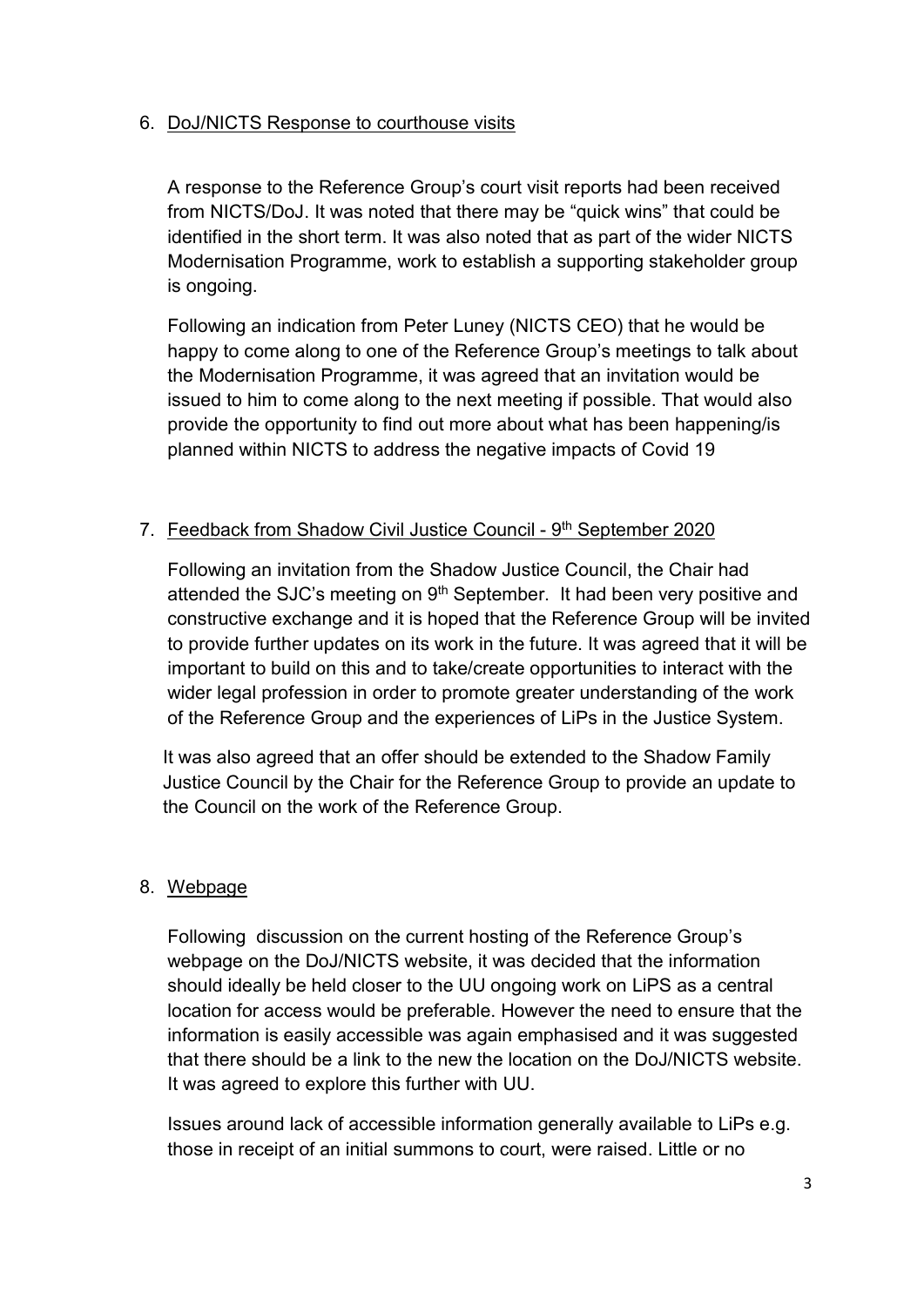6. DoJ/NICTS Response to courthouse visits

   A response to the Reference Group's court visit reports had been received from NICTS/DoJ. It was noted that there may be "quick wins" that could be identified in the short term. It was also noted that as part of the wider NICTS Modernisation Programme, work to establish a supporting stakeholder group is ongoing.

   Following an indication from Peter Luney (NICTS CEO) that he would be happy to come along to one of the Reference Group's meetings to talk about the Modernisation Programme, it was agreed that an invitation would be issued to him to come along to the next meeting if possible. That would also provide the opportunity to find out more about what has been happening/is planned within NICTS to address the negative impacts of Covid 19

7. Feedback from Shadow Civil Justice Council - 9th September 2020

   Following an invitation from the Shadow Justice Council, the Chair had attended the SJC's meeting on 9th September. It had been very positive and constructive exchange and it is hoped that the Reference Group will be invited to provide further updates on its work in the future. It was agreed that it will be important to build on this and to take/create opportunities to interact with the wider legal profession in order to promote greater understanding of the work of the Reference Group and the experiences of LiPs in the Justice System.

   It was also agreed that an offer should be extended to the Shadow Family Justice Council by the Chair for the Reference Group to provide an update to the Council on the work of the Reference Group.

8. Webpage

   Following discussion on the current hosting of the Reference Group's webpage on the DoJ/NICTS website, it was decided that the information should ideally be held closer to the UU ongoing work on LiPS as a central location for access would be preferable. However the need to ensure that the information is easily accessible was again emphasised and it was suggested that there should be a link to the new the location on the DoJ/NICTS website. It was agreed to explore this further with UU.

   Issues around lack of accessible information generally available to LiPs e.g. those in receipt of an initial summons to court, were raised. Little or no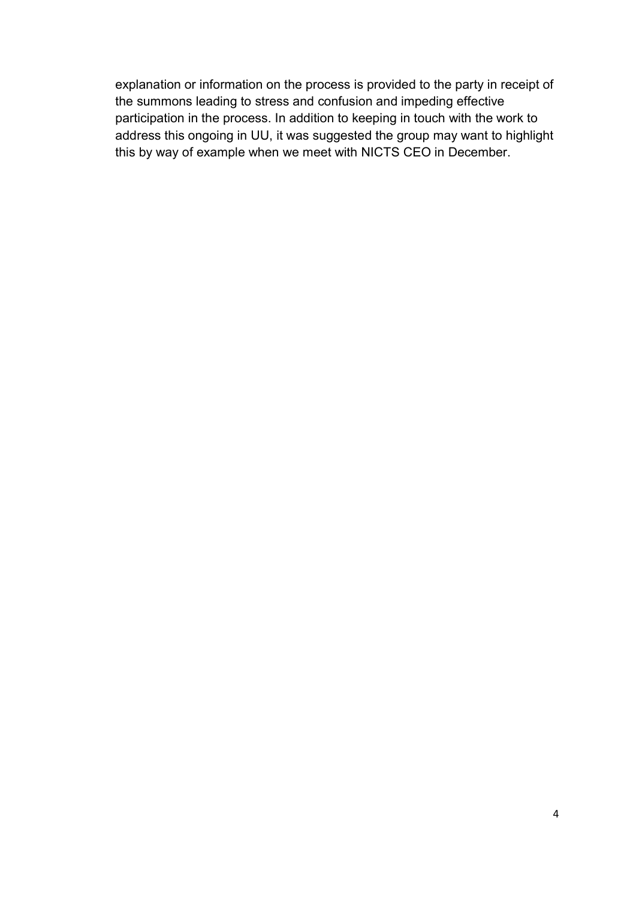explanation or information on the process is provided to the party in receipt of the summons leading to stress and confusion and impeding effective participation in the process. In addition to keeping in touch with the work to address this ongoing in UU, it was suggested the group may want to highlight this by way of example when we meet with NICTS CEO in December.